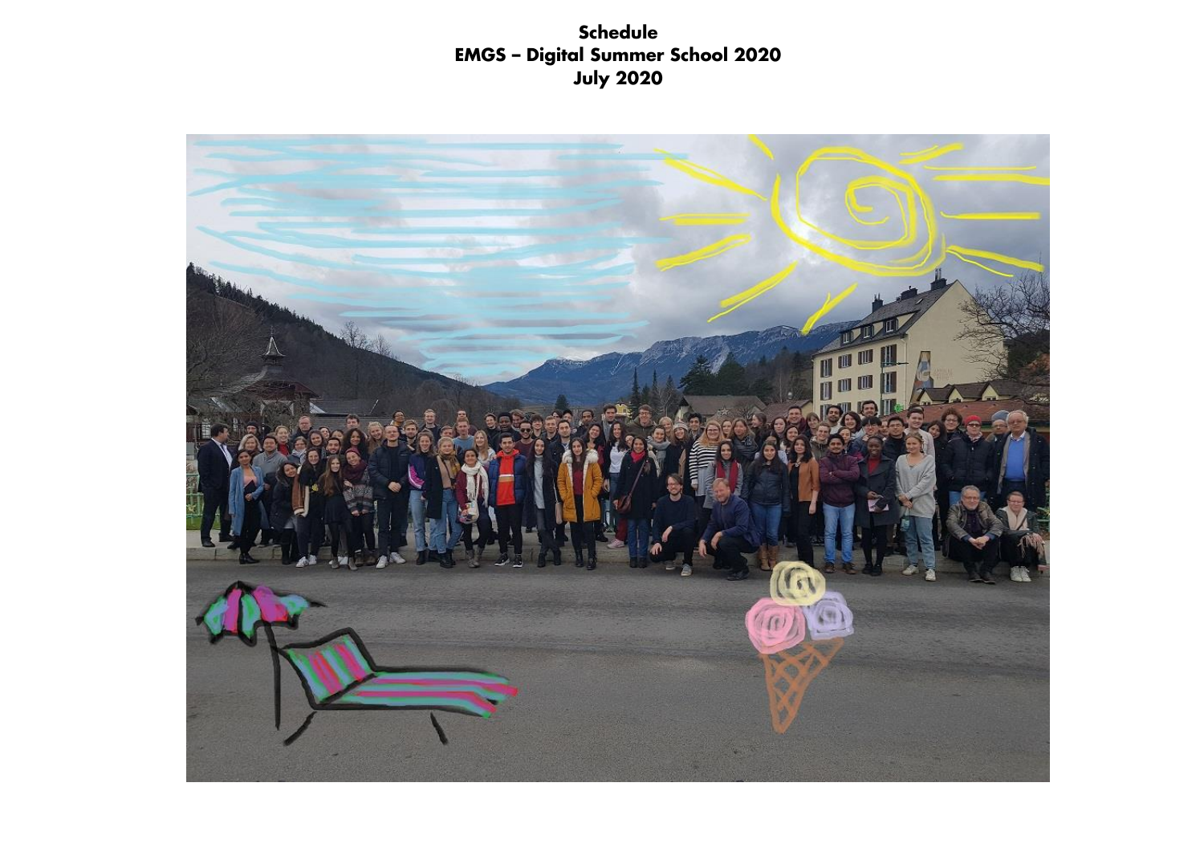**Schedule**
**EMGS – Digital Summer School 2020**
**July 2020**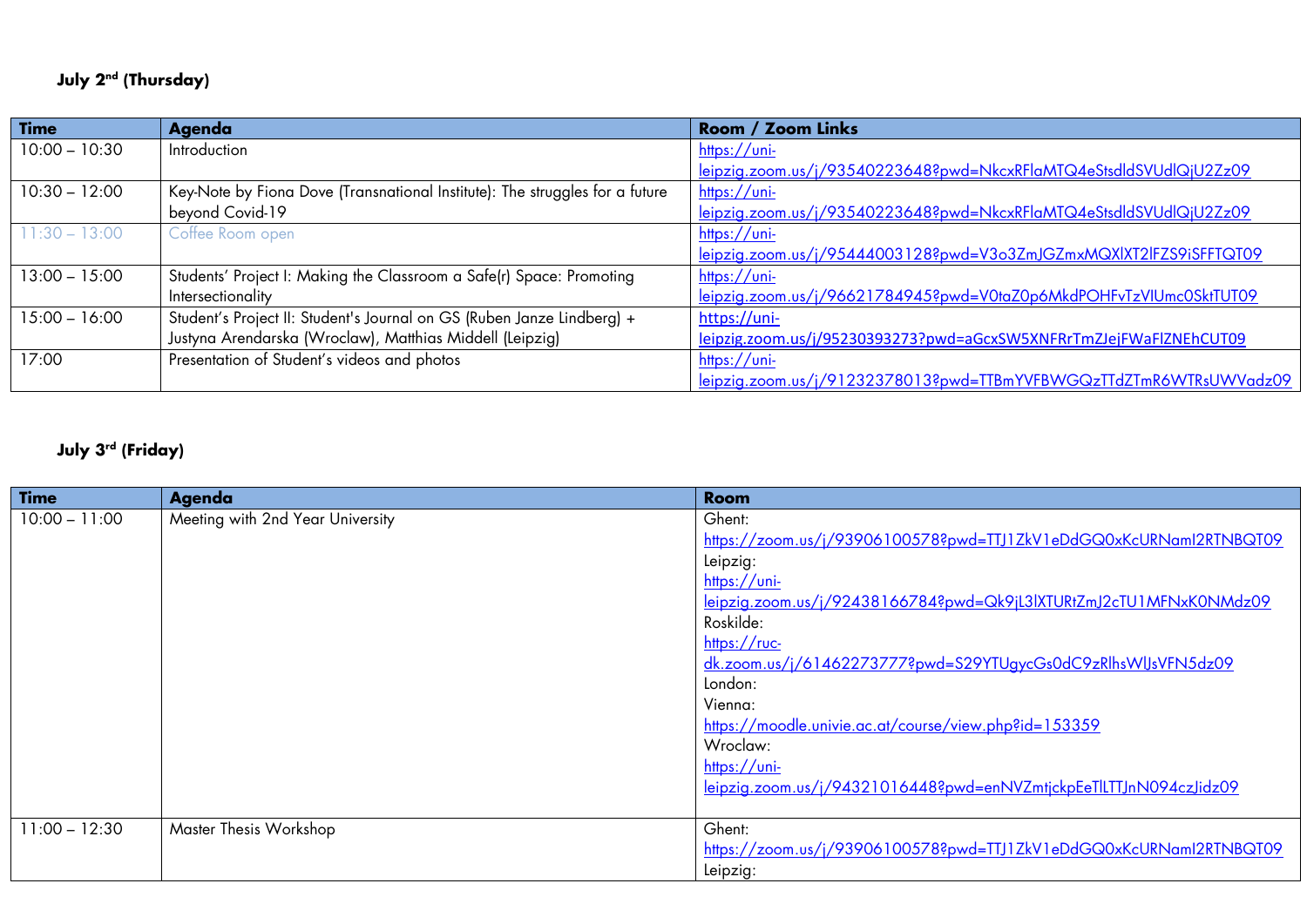**July 2nd (Thursday)**

| Time | Agenda | Room / Zoom Links |
|---|---|---|
| 10:00 – 10:30 | Introduction | https://uni-leipzig.zoom.us/j/93540223648?pwd=NkcxRFlaMTQ4eStsdldSVUdlQjU2Zz09 |
| 10:30 – 12:00 | Key-Note by Fiona Dove (Transnational Institute): The struggles for a future beyond Covid-19 | https://uni-leipzig.zoom.us/j/93540223648?pwd=NkcxRFlaMTQ4eStsdldSVUdlQjU2Zz09 |
| 11:30 – 13:00 | Coffee Room open | https://uni-leipzig.zoom.us/j/95444003128?pwd=V3o3ZmJGZmxMQXlXT2lFZS9iSFFTQT09 |
| 13:00 – 15:00 | Students' Project I: Making the Classroom a Safe(r) Space: Promoting Intersectionality | https://uni-leipzig.zoom.us/j/96621784945?pwd=V0taZ0p6MkdPOHFvTzVlUmc0SktTUT09 |
| 15:00 – 16:00 | Student's Project II: Student's Journal on GS (Ruben Janze Lindberg) + Justyna Arendarska (Wroclaw), Matthias Middell (Leipzig) | https://uni-leipzig.zoom.us/j/95230393273?pwd=aGcxSW5XNFRrTmZJejFWaFlZNEhCUT09 |
| 17:00 | Presentation of Student's videos and photos | https://uni-leipzig.zoom.us/j/91232378013?pwd=TTBmYVFBWGQzTTdZTmR6WTRsUWVadz09 |

**July 3rd (Friday)**

| Time | Agenda | Room |
|---|---|---|
| 10:00 – 11:00 | Meeting with 2nd Year University | Ghent: https://zoom.us/j/93906100578?pwd=TTJ1ZkV1eDdGQ0xKcURNamI2RTNBQT09 Leipzig: https://uni-leipzig.zoom.us/j/92438166784?pwd=Qk9jL3lXTURtZmJ2cTU1MFNxK0NMdz09 Roskilde: https://ruc-dk.zoom.us/j/61462273777?pwd=S29YTUgycGs0dC9zRlhsWlJsVFN5dz09 London: Vienna: https://moodle.univie.ac.at/course/view.php?id=153359 Wroclaw: https://uni-leipzig.zoom.us/j/94321016448?pwd=enNVZmtjckpEeTlLTTJnN094czJidz09 |
| 11:00 – 12:30 | Master Thesis Workshop | Ghent: https://zoom.us/j/93906100578?pwd=TTJ1ZkV1eDdGQ0xKcURNamI2RTNBQT09 Leipzig: |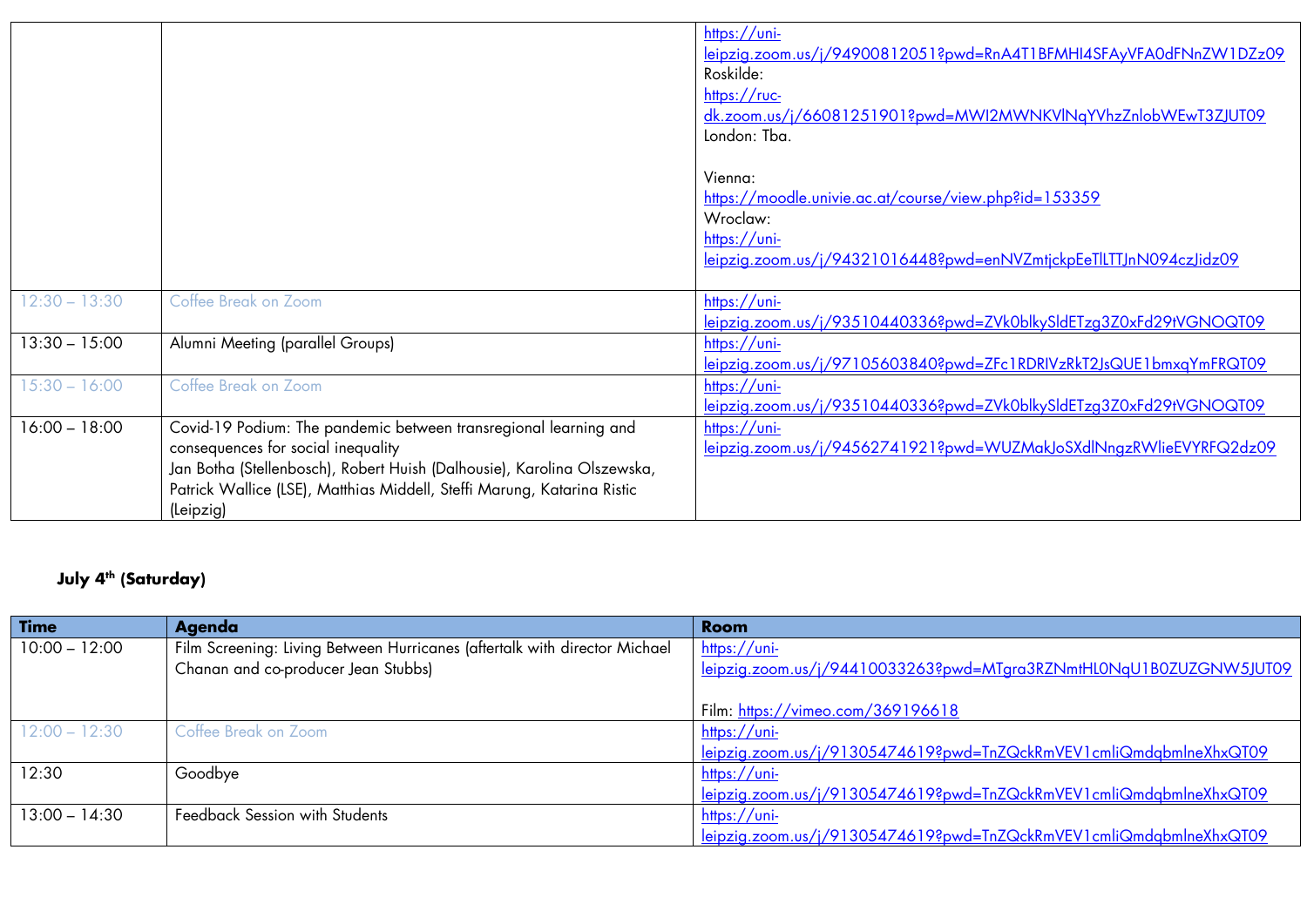| | | |
|---|---|---|
| | | https://uni-leipzig.zoom.us/j/94900812051?pwd=RnA4T1BFMHI4SFAyVFA0dFNnZW1DZz09<br>Roskilde:<br>https://ruc-dk.zoom.us/j/66081251901?pwd=MWI2MWNKVlNqYVhzZnlobWEwT3ZJUT09<br>London: Tba.<br><br>Vienna:<br>https://moodle.univie.ac.at/course/view.php?id=153359<br>Wroclaw:<br>https://uni-leipzig.zoom.us/j/94321016448?pwd=enNVZmtjckpEeTlLTTJnN094czJidz09 |
| 12:30 – 13:30 | Coffee Break on Zoom | https://uni-leipzig.zoom.us/j/93510440336?pwd=ZVk0blkySldETzg3Z0xFd29tVGNOQT09 |
| 13:30 – 15:00 | Alumni Meeting (parallel Groups) | https://uni-leipzig.zoom.us/j/97105603840?pwd=ZFc1RDRIVzRkT2JsQUE1bmxqYmFRQT09 |
| 15:30 – 16:00 | Coffee Break on Zoom | https://uni-leipzig.zoom.us/j/93510440336?pwd=ZVk0blkySldETzg3Z0xFd29tVGNOQT09 |
| 16:00 – 18:00 | Covid-19 Podium: The pandemic between transregional learning and consequences for social inequality<br>Jan Botha (Stellenbosch), Robert Huish (Dalhousie), Karolina Olszewska, Patrick Wallice (LSE), Matthias Middell, Steffi Marung, Katarina Ristic (Leipzig) | https://uni-leipzig.zoom.us/j/94562741921?pwd=WUZMakJoSXdlNngzRWlieEVYRFQ2dz09 |

**July 4th (Saturday)**

| Time | Agenda | Room |
|---|---|---|
| 10:00 – 12:00 | Film Screening: Living Between Hurricanes (aftertalk with director Michael Chanan and co-producer Jean Stubbs) | https://uni-leipzig.zoom.us/j/94410033263?pwd=MTgra3RZNmtHL0NqU1B0ZUZGNW5JUT09<br><br>Film: https://vimeo.com/369196618 |
| 12:00 – 12:30 | Coffee Break on Zoom | https://uni-leipzig.zoom.us/j/91305474619?pwd=TnZQckRmVEV1cmliQmdqbmlneXhxQT09 |
| 12:30 | Goodbye | https://uni-leipzig.zoom.us/j/91305474619?pwd=TnZQckRmVEV1cmliQmdqbmlneXhxQT09 |
| 13:00 – 14:30 | Feedback Session with Students | https://uni-leipzig.zoom.us/j/91305474619?pwd=TnZQckRmVEV1cmliQmdqbmlneXhxQT09 |